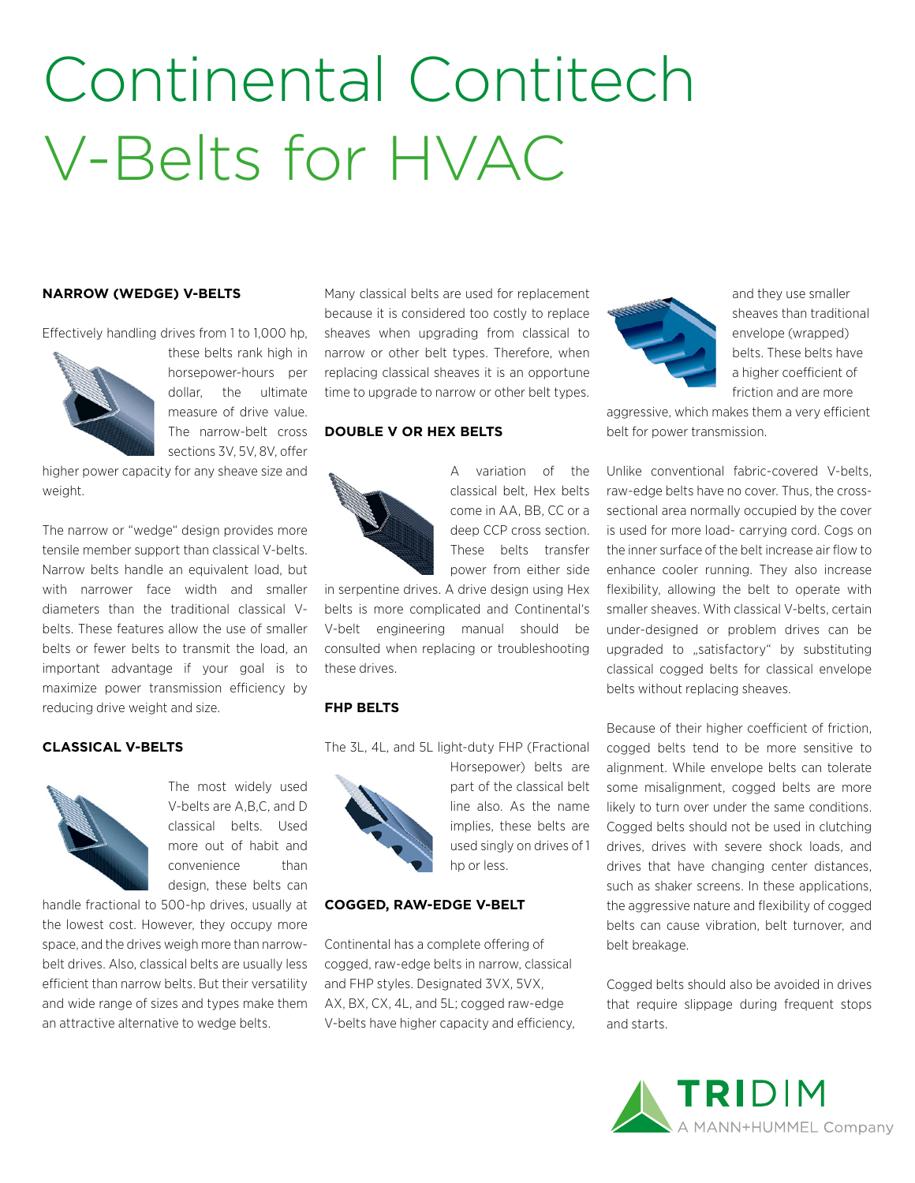# Continental Contitech V-Belts for HVAC

### NARROW (WEDGE) V-BELTS

Effectively handling drives from 1 to 1,000 hp, these belts rank high in horsepower-hours per dollar, the ultimate measure of drive value. The narrow-belt cross sections 3V, 5V, 8V, offer higher power capacity for any sheave size and weight.

The narrow or "wedge" design provides more tensile member support than classical V-belts. Narrow belts handle an equivalent load, but with narrower face width and smaller diameters than the traditional classical V-belts. These features allow the use of smaller belts or fewer belts to transmit the load, an important advantage if your goal is to maximize power transmission efficiency by reducing drive weight and size.

### CLASSICAL V-BELTS

The most widely used V-belts are A,B,C, and D classical belts. Used more out of habit and convenience than design, these belts can handle fractional to 500-hp drives, usually at the lowest cost. However, they occupy more space, and the drives weigh more than narrow-belt drives. Also, classical belts are usually less efficient than narrow belts. But their versatility and wide range of sizes and types make them an attractive alternative to wedge belts.

Many classical belts are used for replacement because it is considered too costly to replace sheaves when upgrading from classical to narrow or other belt types. Therefore, when replacing classical sheaves it is an opportune time to upgrade to narrow or other belt types.

### DOUBLE V OR HEX BELTS

A variation of the classical belt, Hex belts come in AA, BB, CC or a deep CCP cross section. These belts transfer power from either side in serpentine drives. A drive design using Hex belts is more complicated and Continental's V-belt engineering manual should be consulted when replacing or troubleshooting these drives.

### FHP BELTS

The 3L, 4L, and 5L light-duty FHP (Fractional Horsepower) belts are part of the classical belt line also. As the name implies, these belts are used singly on drives of 1 hp or less.

### COGGED, RAW-EDGE V-BELT

Continental has a complete offering of cogged, raw-edge belts in narrow, classical and FHP styles. Designated 3VX, 5VX, AX, BX, CX, 4L, and 5L; cogged raw-edge V-belts have higher capacity and efficiency, and they use smaller sheaves than traditional envelope (wrapped) belts. These belts have a higher coefficient of friction and are more aggressive, which makes them a very efficient belt for power transmission.

Unlike conventional fabric-covered V-belts, raw-edge belts have no cover. Thus, the cross-sectional area normally occupied by the cover is used for more load- carrying cord. Cogs on the inner surface of the belt increase air flow to enhance cooler running. They also increase flexibility, allowing the belt to operate with smaller sheaves. With classical V-belts, certain under-designed or problem drives can be upgraded to „satisfactory" by substituting classical cogged belts for classical envelope belts without replacing sheaves.

Because of their higher coefficient of friction, cogged belts tend to be more sensitive to alignment. While envelope belts can tolerate some misalignment, cogged belts are more likely to turn over under the same conditions. Cogged belts should not be used in clutching drives, drives with severe shock loads, and drives that have changing center distances, such as shaker screens. In these applications, the aggressive nature and flexibility of cogged belts can cause vibration, belt turnover, and belt breakage.

Cogged belts should also be avoided in drives that require slippage during frequent stops and starts.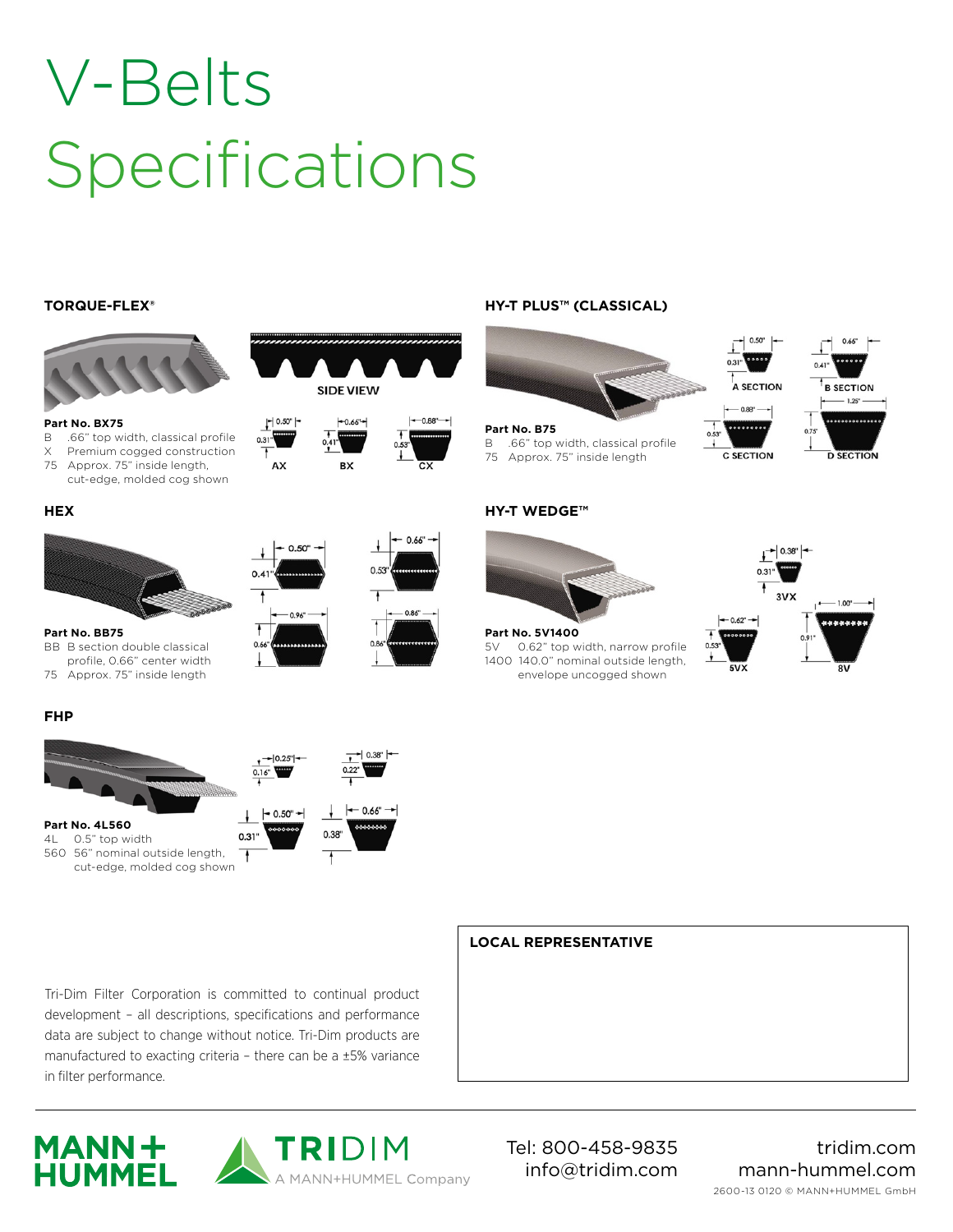# V-Belts Specifications

## TORQUE-FLEX®

SIDE VIEW

0.50" 0.31" AX

0.66" 0.41" BX

0.88" 0.53" CX

**Part No. BX75**

| | |
|---|---|
| B | .66" top width, classical profile |
| X | Premium cogged construction |
| 75 | Approx. 75" inside length, cut-edge, molded cog shown |

## HY-T PLUS™ (CLASSICAL)

**Part No. B75**

| | |
|---|---|
| B | .66" top width, classical profile |
| 75 | Approx. 75" inside length |

0.50" 0.31" A SECTION

0.66" 0.41" B SECTION

0.88" 0.53" C SECTION

1.25" 0.75" D SECTION

## HEX

**Part No. BB75**

| | |
|---|---|
| BB | B section double classical profile, 0.66" center width |
| 75 | Approx. 75" inside length |

0.50" 0.41"

0.66" 0.53"

0.96" 0.66"

0.86" 0.86"

## HY-T WEDGE™

**Part No. 5V1400**

| | |
|---|---|
| 5V | 0.62" top width, narrow profile |
| 1400 | 140.0" nominal outside length, envelope uncogged shown |

0.38" 0.31" 3VX

0.62" 0.53" 5VX

1.00" 0.91" 8V

## FHP

**Part No. 4L560**

| | |
|---|---|
| 4L | 0.5" top width |
| 560 | 56" nominal outside length, cut-edge, molded cog shown |

0.25" 0.16"

0.38" 0.22"

0.50" 0.31"

0.66" 0.38"

**LOCAL REPRESENTATIVE**

Tri-Dim Filter Corporation is committed to continual product development – all descriptions, specifications and performance data are subject to change without notice. Tri-Dim products are manufactured to exacting criteria – there can be a ±5% variance in filter performance.

MANN+HUMMEL

TRIDIM A MANN+HUMMEL Company

Tel: 800-458-9835
info@tridim.com

tridim.com
mann-hummel.com

2600-13 0120 © MANN+HUMMEL GmbH